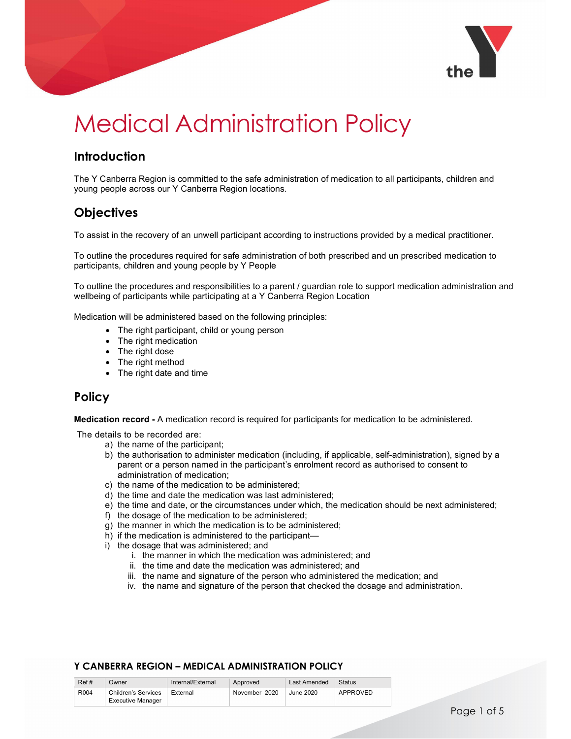# Medical Administration Policy

## Introduction

The Y Canberra Region is committed to the safe administration of medication to all participants, children and young people across our Y Canberra Region locations.

## Objectives

To assist in the recovery of an unwell participant according to instructions provided by a medical practitioner.

To outline the procedures required for safe administration of both prescribed and un prescribed medication to participants, children and young people by Y People

To outline the procedures and responsibilities to a parent / guardian role to support medication administration and wellbeing of participants while participating at a Y Canberra Region Location

Medication will be administered based on the following principles:

- The right participant, child or young person
- The right medication
- The right dose
- The right method
- The right date and time

## Policy

**Medication record -** A medication record is required for participants for medication to be administered.

The details to be recorded are:

a) the name of the participant;
b) the authorisation to administer medication (including, if applicable, self-administration), signed by a parent or a person named in the participant's enrolment record as authorised to consent to administration of medication;
c) the name of the medication to be administered;
d) the time and date the medication was last administered;
e) the time and date, or the circumstances under which, the medication should be next administered;
f) the dosage of the medication to be administered;
g) the manner in which the medication is to be administered;
h) if the medication is administered to the participant—
i) the dosage that was administered; and
   i. the manner in which the medication was administered; and
   ii. the time and date the medication was administered; and
   iii. the name and signature of the person who administered the medication; and
   iv. the name and signature of the person that checked the dosage and administration.

**Y CANBERRA REGION – MEDICAL ADMINISTRATION POLICY**

| Ref # | Owner | Internal/External | Approved | Last Amended | Status |
|---|---|---|---|---|---|
| R004 | Children's Services Executive Manager | External | November 2020 | June 2020 | APPROVED |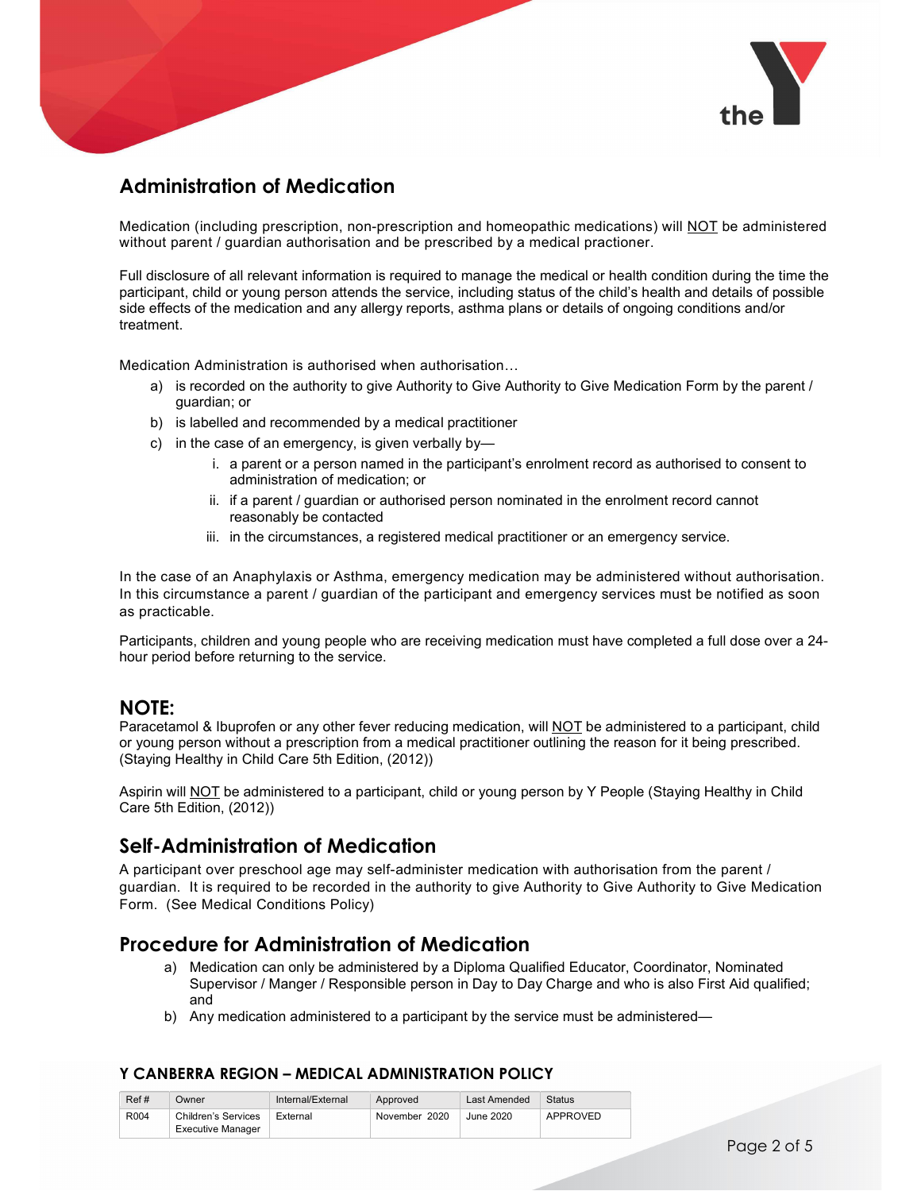## Administration of Medication

Medication (including prescription, non-prescription and homeopathic medications) will NOT be administered without parent / guardian authorisation and be prescribed by a medical practioner.

Full disclosure of all relevant information is required to manage the medical or health condition during the time the participant, child or young person attends the service, including status of the child's health and details of possible side effects of the medication and any allergy reports, asthma plans or details of ongoing conditions and/or treatment.

Medication Administration is authorised when authorisation…

a) is recorded on the authority to give Authority to Give Authority to Give Medication Form by the parent / guardian; or
b) is labelled and recommended by a medical practitioner
c) in the case of an emergency, is given verbally by—
    i. a parent or a person named in the participant's enrolment record as authorised to consent to administration of medication; or
    ii. if a parent / guardian or authorised person nominated in the enrolment record cannot reasonably be contacted
    iii. in the circumstances, a registered medical practitioner or an emergency service.

In the case of an Anaphylaxis or Asthma, emergency medication may be administered without authorisation. In this circumstance a parent / guardian of the participant and emergency services must be notified as soon as practicable.

Participants, children and young people who are receiving medication must have completed a full dose over a 24-hour period before returning to the service.

## NOTE:

Paracetamol & Ibuprofen or any other fever reducing medication, will NOT be administered to a participant, child or young person without a prescription from a medical practitioner outlining the reason for it being prescribed. (Staying Healthy in Child Care 5th Edition, (2012))

Aspirin will NOT be administered to a participant, child or young person by Y People (Staying Healthy in Child Care 5th Edition, (2012))

## Self-Administration of Medication

A participant over preschool age may self-administer medication with authorisation from the parent / guardian. It is required to be recorded in the authority to give Authority to Give Authority to Give Medication Form. (See Medical Conditions Policy)

## Procedure for Administration of Medication

a) Medication can only be administered by a Diploma Qualified Educator, Coordinator, Nominated Supervisor / Manger / Responsible person in Day to Day Charge and who is also First Aid qualified; and
b) Any medication administered to a participant by the service must be administered—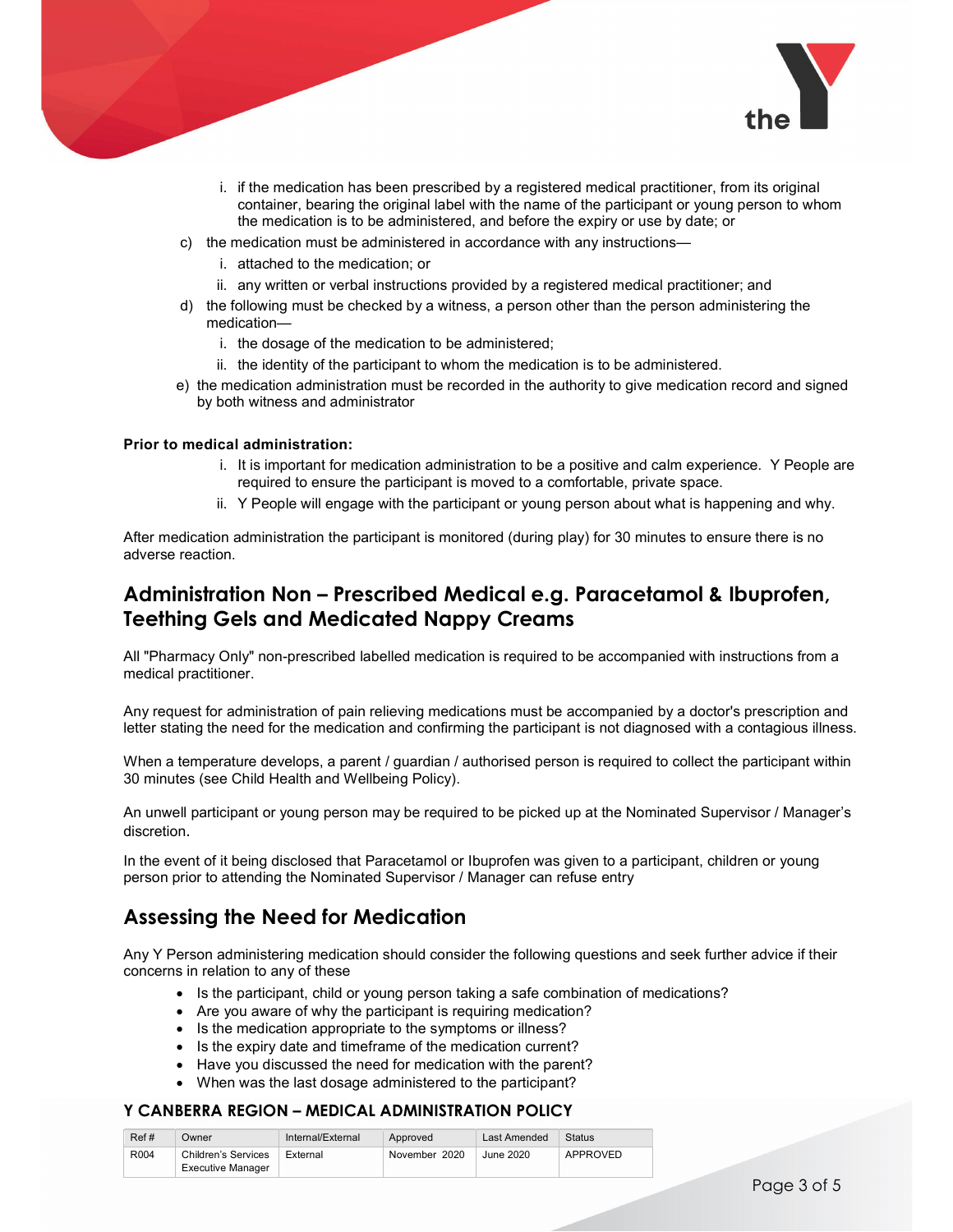i. if the medication has been prescribed by a registered medical practitioner, from its original container, bearing the original label with the name of the participant or young person to whom the medication is to be administered, and before the expiry or use by date; or

c) the medication must be administered in accordance with any instructions—
   i. attached to the medication; or
   ii. any written or verbal instructions provided by a registered medical practitioner; and

d) the following must be checked by a witness, a person other than the person administering the medication—
   i. the dosage of the medication to be administered;
   ii. the identity of the participant to whom the medication is to be administered.

e) the medication administration must be recorded in the authority to give medication record and signed by both witness and administrator

**Prior to medical administration:**

   i. It is important for medication administration to be a positive and calm experience. Y People are required to ensure the participant is moved to a comfortable, private space.
   ii. Y People will engage with the participant or young person about what is happening and why.

After medication administration the participant is monitored (during play) for 30 minutes to ensure there is no adverse reaction.

## Administration Non – Prescribed Medical e.g. Paracetamol & Ibuprofen, Teething Gels and Medicated Nappy Creams

All "Pharmacy Only" non-prescribed labelled medication is required to be accompanied with instructions from a medical practitioner.

Any request for administration of pain relieving medications must be accompanied by a doctor's prescription and letter stating the need for the medication and confirming the participant is not diagnosed with a contagious illness.

When a temperature develops, a parent / guardian / authorised person is required to collect the participant within 30 minutes (see Child Health and Wellbeing Policy).

An unwell participant or young person may be required to be picked up at the Nominated Supervisor / Manager's discretion.

In the event of it being disclosed that Paracetamol or Ibuprofen was given to a participant, children or young person prior to attending the Nominated Supervisor / Manager can refuse entry

## Assessing the Need for Medication

Any Y Person administering medication should consider the following questions and seek further advice if their concerns in relation to any of these

- Is the participant, child or young person taking a safe combination of medications?
- Are you aware of why the participant is requiring medication?
- Is the medication appropriate to the symptoms or illness?
- Is the expiry date and timeframe of the medication current?
- Have you discussed the need for medication with the parent?
- When was the last dosage administered to the participant?

### Y CANBERRA REGION – MEDICAL ADMINISTRATION POLICY

| Ref # | Owner | Internal/External | Approved | Last Amended | Status |
|---|---|---|---|---|---|
| R004 | Children's Services Executive Manager | External | November 2020 | June 2020 | APPROVED |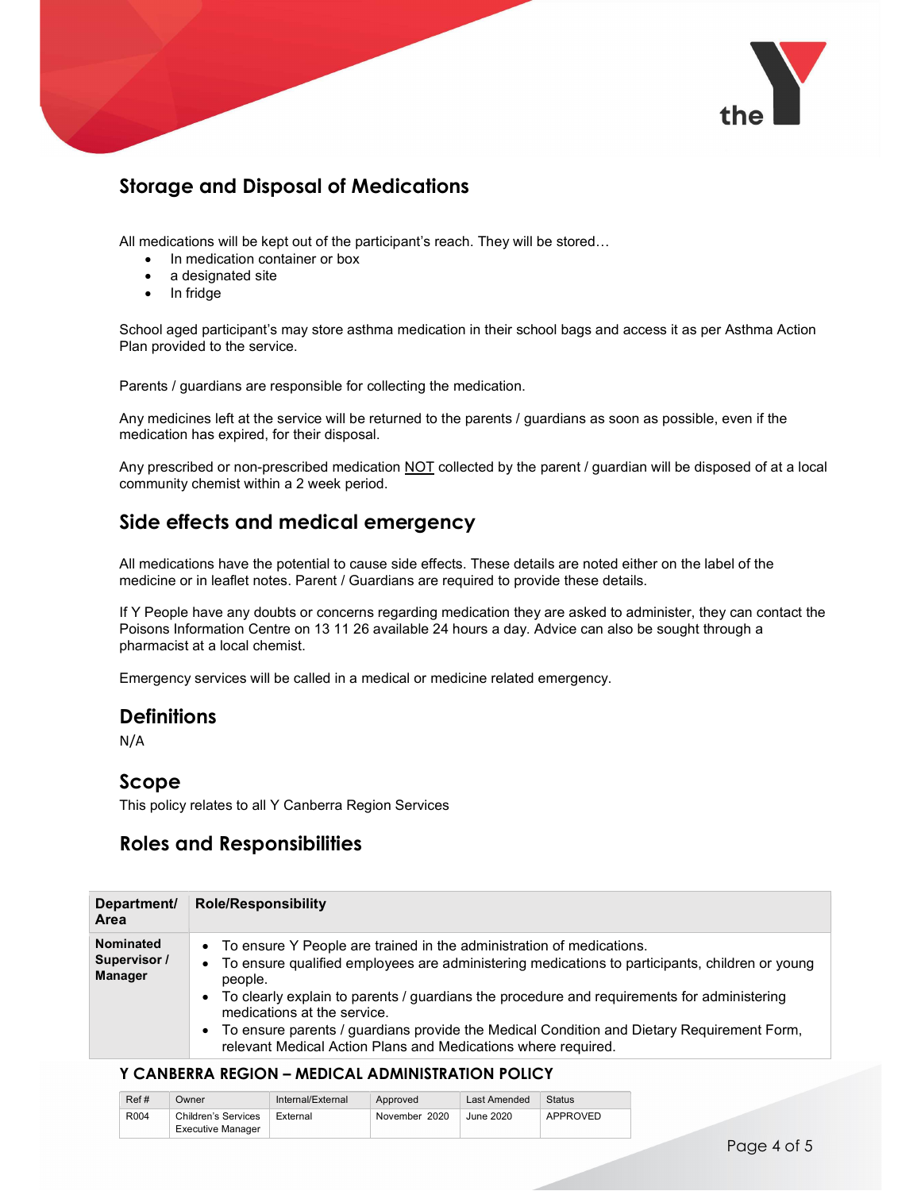## Storage and Disposal of Medications

All medications will be kept out of the participant's reach. They will be stored…

- In medication container or box
- a designated site
- In fridge

School aged participant's may store asthma medication in their school bags and access it as per Asthma Action Plan provided to the service.

Parents / guardians are responsible for collecting the medication.

Any medicines left at the service will be returned to the parents / guardians as soon as possible, even if the medication has expired, for their disposal.

Any prescribed or non-prescribed medication <u>NOT</u> collected by the parent / guardian will be disposed of at a local community chemist within a 2 week period.

## Side effects and medical emergency

All medications have the potential to cause side effects. These details are noted either on the label of the medicine or in leaflet notes. Parent / Guardians are required to provide these details.

If Y People have any doubts or concerns regarding medication they are asked to administer, they can contact the Poisons Information Centre on 13 11 26 available 24 hours a day. Advice can also be sought through a pharmacist at a local chemist.

Emergency services will be called in a medical or medicine related emergency.

## Definitions

N/A

## Scope

This policy relates to all Y Canberra Region Services

## Roles and Responsibilities

| Department/ Area | Role/Responsibility |
|---|---|
| **Nominated Supervisor / Manager** | • To ensure Y People are trained in the administration of medications.<br>• To ensure qualified employees are administering medications to participants, children or young people.<br>• To clearly explain to parents / guardians the procedure and requirements for administering medications at the service.<br>• To ensure parents / guardians provide the Medical Condition and Dietary Requirement Form, relevant Medical Action Plans and Medications where required. |

**Y CANBERRA REGION – MEDICAL ADMINISTRATION POLICY**

| Ref # | Owner | Internal/External | Approved | Last Amended | Status |
|---|---|---|---|---|---|
| R004 | Children's Services Executive Manager | External | November 2020 | June 2020 | APPROVED |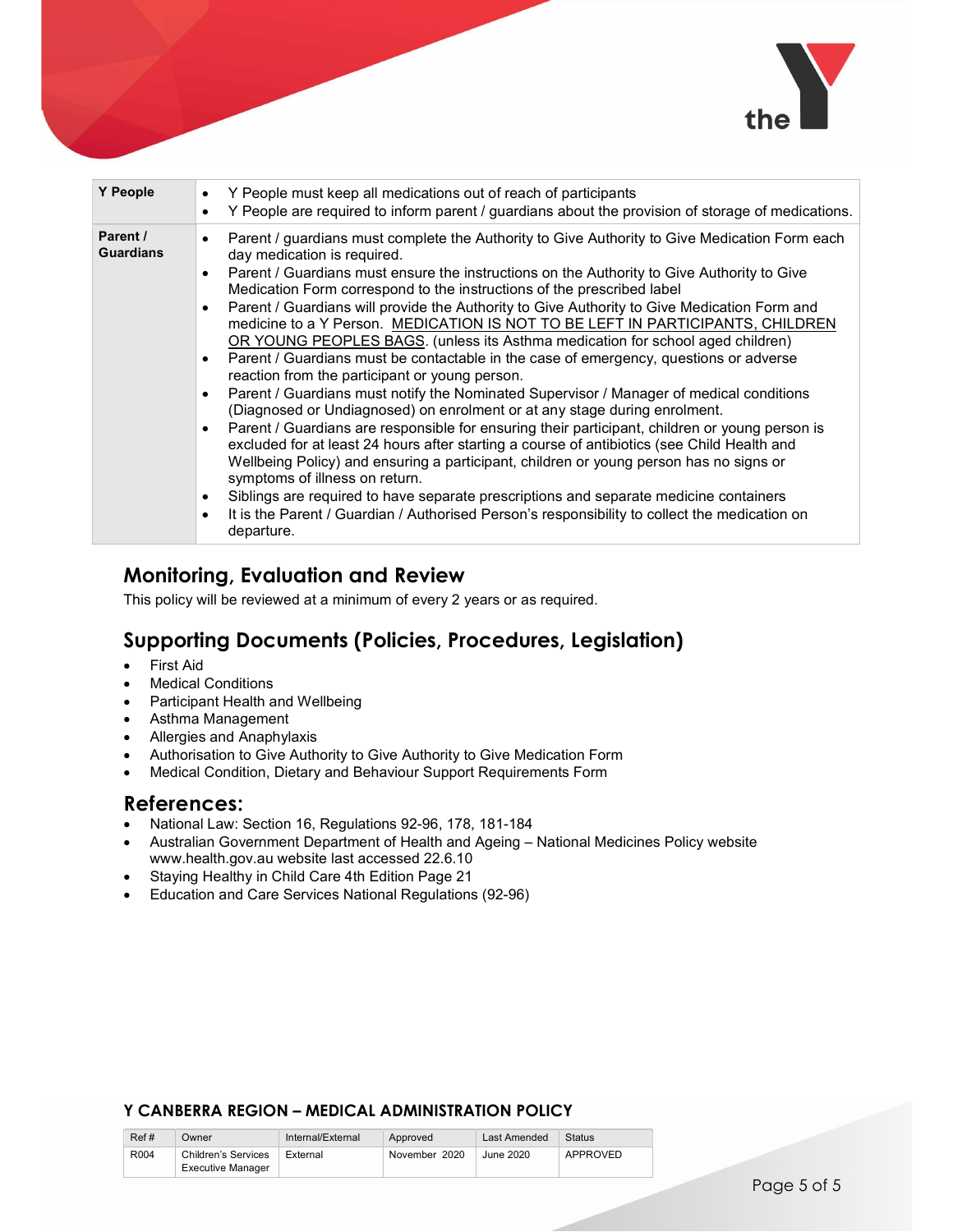| | |
|---|---|
| **Y People** | • Y People must keep all medications out of reach of participants<br>• Y People are required to inform parent / guardians about the provision of storage of medications. |
| **Parent / Guardians** | • Parent / guardians must complete the Authority to Give Authority to Give Medication Form each day medication is required.<br>• Parent / Guardians must ensure the instructions on the Authority to Give Authority to Give Medication Form correspond to the instructions of the prescribed label<br>• Parent / Guardians will provide the Authority to Give Authority to Give Medication Form and medicine to a Y Person. MEDICATION IS NOT TO BE LEFT IN PARTICIPANTS, CHILDREN OR YOUNG PEOPLES BAGS. (unless its Asthma medication for school aged children)<br>• Parent / Guardians must be contactable in the case of emergency, questions or adverse reaction from the participant or young person.<br>• Parent / Guardians must notify the Nominated Supervisor / Manager of medical conditions (Diagnosed or Undiagnosed) on enrolment or at any stage during enrolment.<br>• Parent / Guardians are responsible for ensuring their participant, children or young person is excluded for at least 24 hours after starting a course of antibiotics (see Child Health and Wellbeing Policy) and ensuring a participant, children or young person has no signs or symptoms of illness on return.<br>• Siblings are required to have separate prescriptions and separate medicine containers<br>• It is the Parent / Guardian / Authorised Person's responsibility to collect the medication on departure. |

## Monitoring, Evaluation and Review

This policy will be reviewed at a minimum of every 2 years or as required.

## Supporting Documents (Policies, Procedures, Legislation)

- First Aid
- Medical Conditions
- Participant Health and Wellbeing
- Asthma Management
- Allergies and Anaphylaxis
- Authorisation to Give Authority to Give Authority to Give Medication Form
- Medical Condition, Dietary and Behaviour Support Requirements Form

## References:

- National Law: Section 16, Regulations 92-96, 178, 181-184
- Australian Government Department of Health and Ageing – National Medicines Policy website www.health.gov.au website last accessed 22.6.10
- Staying Healthy in Child Care 4th Edition Page 21
- Education and Care Services National Regulations (92-96)

**Y CANBERRA REGION – MEDICAL ADMINISTRATION POLICY**

| Ref # | Owner | Internal/External | Approved | Last Amended | Status |
|---|---|---|---|---|---|
| R004 | Children's Services Executive Manager | External | November 2020 | June 2020 | APPROVED |